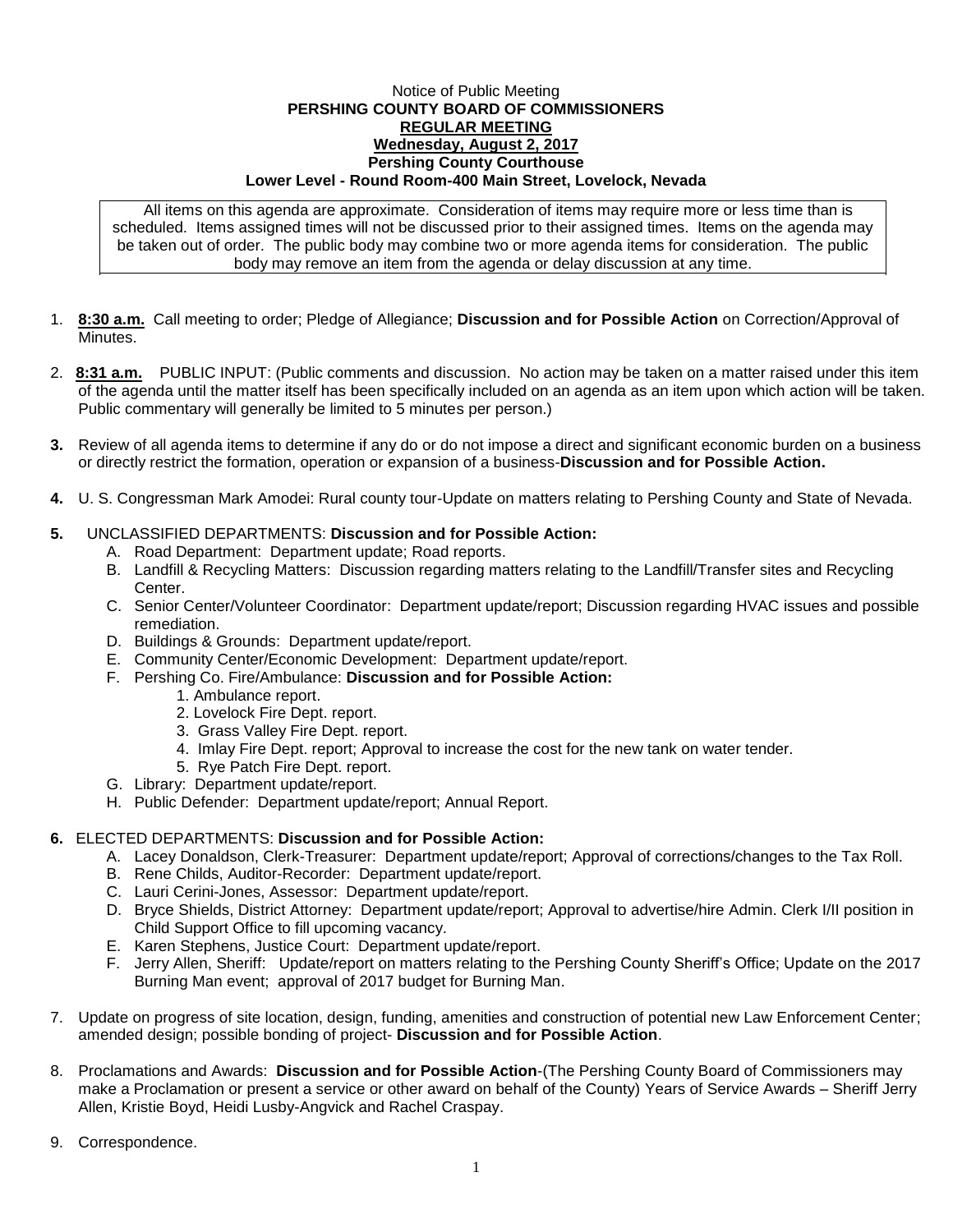Notice of Public Meeting

**PERSHING COUNTY BOARD OF COMMISSIONERS**

**REGULAR MEETING**

**Wednesday, August 2, 2017**

**Pershing County Courthouse**

**Lower Level - Round Room-400 Main Street, Lovelock, Nevada**

All items on this agenda are approximate. Consideration of items may require more or less time than is scheduled. Items assigned times will not be discussed prior to their assigned times. Items on the agenda may be taken out of order. The public body may combine two or more agenda items for consideration. The public body may remove an item from the agenda or delay discussion at any time.

1. **8:30 a.m.** Call meeting to order; Pledge of Allegiance; **Discussion and for Possible Action** on Correction/Approval of Minutes.

2. **8:31 a.m.** PUBLIC INPUT: (Public comments and discussion. No action may be taken on a matter raised under this item of the agenda until the matter itself has been specifically included on an agenda as an item upon which action will be taken. Public commentary will generally be limited to 5 minutes per person.)

3. Review of all agenda items to determine if any do or do not impose a direct and significant economic burden on a business or directly restrict the formation, operation or expansion of a business-**Discussion and for Possible Action.**

4. U. S. Congressman Mark Amodei: Rural county tour-Update on matters relating to Pershing County and State of Nevada.

5. UNCLASSIFIED DEPARTMENTS: **Discussion and for Possible Action:**
   - A. Road Department: Department update; Road reports.
   - B. Landfill & Recycling Matters: Discussion regarding matters relating to the Landfill/Transfer sites and Recycling Center.
   - C. Senior Center/Volunteer Coordinator: Department update/report; Discussion regarding HVAC issues and possible remediation.
   - D. Buildings & Grounds: Department update/report.
   - E. Community Center/Economic Development: Department update/report.
   - F. Pershing Co. Fire/Ambulance: **Discussion and for Possible Action:**
     1. Ambulance report.
     2. Lovelock Fire Dept. report.
     3. Grass Valley Fire Dept. report.
     4. Imlay Fire Dept. report; Approval to increase the cost for the new tank on water tender.
     5. Rye Patch Fire Dept. report.
   - G. Library: Department update/report.
   - H. Public Defender: Department update/report; Annual Report.

6. ELECTED DEPARTMENTS: **Discussion and for Possible Action:**
   - A. Lacey Donaldson, Clerk-Treasurer: Department update/report; Approval of corrections/changes to the Tax Roll.
   - B. Rene Childs, Auditor-Recorder: Department update/report.
   - C. Lauri Cerini-Jones, Assessor: Department update/report.
   - D. Bryce Shields, District Attorney: Department update/report; Approval to advertise/hire Admin. Clerk I/II position in Child Support Office to fill upcoming vacancy.
   - E. Karen Stephens, Justice Court: Department update/report.
   - F. Jerry Allen, Sheriff: Update/report on matters relating to the Pershing County Sheriff's Office; Update on the 2017 Burning Man event; approval of 2017 budget for Burning Man.

7. Update on progress of site location, design, funding, amenities and construction of potential new Law Enforcement Center; amended design; possible bonding of project- **Discussion and for Possible Action**.

8. Proclamations and Awards: **Discussion and for Possible Action**-(The Pershing County Board of Commissioners may make a Proclamation or present a service or other award on behalf of the County) Years of Service Awards – Sheriff Jerry Allen, Kristie Boyd, Heidi Lusby-Angvick and Rachel Craspay.

9. Correspondence.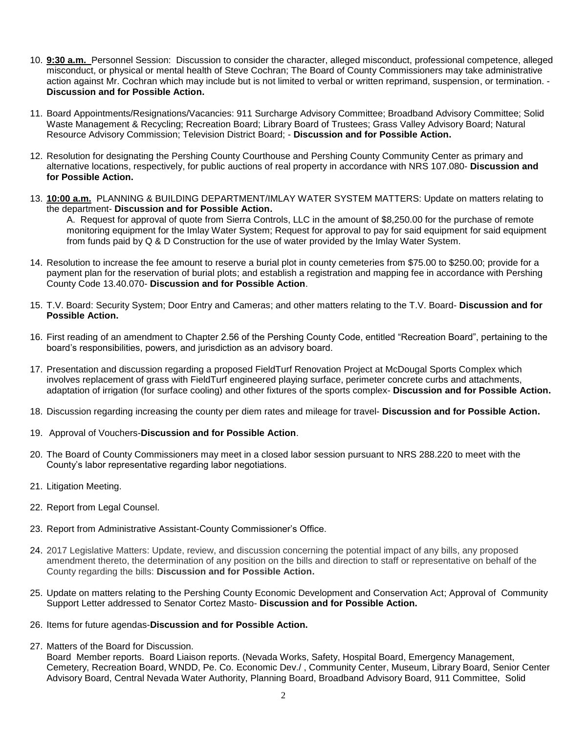10. **9:30 a.m.** Personnel Session: Discussion to consider the character, alleged misconduct, professional competence, alleged misconduct, or physical or mental health of Steve Cochran; The Board of County Commissioners may take administrative action against Mr. Cochran which may include but is not limited to verbal or written reprimand, suspension, or termination. - **Discussion and for Possible Action.**

11. Board Appointments/Resignations/Vacancies: 911 Surcharge Advisory Committee; Broadband Advisory Committee; Solid Waste Management & Recycling; Recreation Board; Library Board of Trustees; Grass Valley Advisory Board; Natural Resource Advisory Commission; Television District Board; - **Discussion and for Possible Action.**

12. Resolution for designating the Pershing County Courthouse and Pershing County Community Center as primary and alternative locations, respectively, for public auctions of real property in accordance with NRS 107.080- **Discussion and for Possible Action.**

13. **10:00 a.m.** PLANNING & BUILDING DEPARTMENT/IMLAY WATER SYSTEM MATTERS: Update on matters relating to the department- **Discussion and for Possible Action.**

    A. Request for approval of quote from Sierra Controls, LLC in the amount of $8,250.00 for the purchase of remote monitoring equipment for the Imlay Water System; Request for approval to pay for said equipment for said equipment from funds paid by Q & D Construction for the use of water provided by the Imlay Water System.

14. Resolution to increase the fee amount to reserve a burial plot in county cemeteries from $75.00 to $250.00; provide for a payment plan for the reservation of burial plots; and establish a registration and mapping fee in accordance with Pershing County Code 13.40.070- **Discussion and for Possible Action**.

15. T.V. Board: Security System; Door Entry and Cameras; and other matters relating to the T.V. Board- **Discussion and for Possible Action.**

16. First reading of an amendment to Chapter 2.56 of the Pershing County Code, entitled "Recreation Board", pertaining to the board's responsibilities, powers, and jurisdiction as an advisory board.

17. Presentation and discussion regarding a proposed FieldTurf Renovation Project at McDougal Sports Complex which involves replacement of grass with FieldTurf engineered playing surface, perimeter concrete curbs and attachments, adaptation of irrigation (for surface cooling) and other fixtures of the sports complex- **Discussion and for Possible Action.**

18. Discussion regarding increasing the county per diem rates and mileage for travel- **Discussion and for Possible Action.**

19. Approval of Vouchers-**Discussion and for Possible Action**.

20. The Board of County Commissioners may meet in a closed labor session pursuant to NRS 288.220 to meet with the County's labor representative regarding labor negotiations.

21. Litigation Meeting.

22. Report from Legal Counsel.

23. Report from Administrative Assistant-County Commissioner's Office.

24. 2017 Legislative Matters: Update, review, and discussion concerning the potential impact of any bills, any proposed amendment thereto, the determination of any position on the bills and direction to staff or representative on behalf of the County regarding the bills: **Discussion and for Possible Action.**

25. Update on matters relating to the Pershing County Economic Development and Conservation Act; Approval of Community Support Letter addressed to Senator Cortez Masto- **Discussion and for Possible Action.**

26. Items for future agendas-**Discussion and for Possible Action.**

27. Matters of the Board for Discussion.

    Board Member reports. Board Liaison reports. (Nevada Works, Safety, Hospital Board, Emergency Management, Cemetery, Recreation Board, WNDD, Pe. Co. Economic Dev./ , Community Center, Museum, Library Board, Senior Center Advisory Board, Central Nevada Water Authority, Planning Board, Broadband Advisory Board, 911 Committee, Solid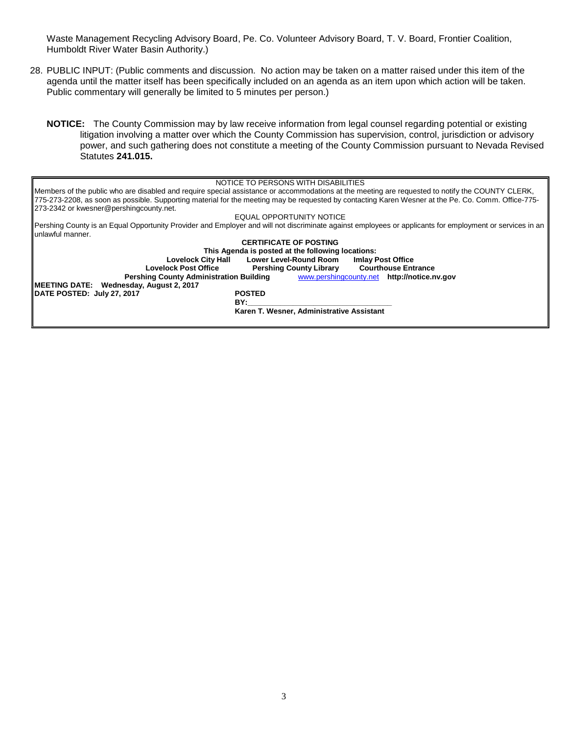Waste Management Recycling Advisory Board, Pe. Co. Volunteer Advisory Board, T. V. Board, Frontier Coalition, Humboldt River Water Basin Authority.)

28. PUBLIC INPUT: (Public comments and discussion. No action may be taken on a matter raised under this item of the agenda until the matter itself has been specifically included on an agenda as an item upon which action will be taken. Public commentary will generally be limited to 5 minutes per person.)

**NOTICE:** The County Commission may by law receive information from legal counsel regarding potential or existing litigation involving a matter over which the County Commission has supervision, control, jurisdiction or advisory power, and such gathering does not constitute a meeting of the County Commission pursuant to Nevada Revised Statutes **241.015.**

NOTICE TO PERSONS WITH DISABILITIES

Members of the public who are disabled and require special assistance or accommodations at the meeting are requested to notify the COUNTY CLERK, 775-273-2208, as soon as possible. Supporting material for the meeting may be requested by contacting Karen Wesner at the Pe. Co. Comm. Office-775-273-2342 or kwesner@pershingcounty.net.

EQUAL OPPORTUNITY NOTICE

Pershing County is an Equal Opportunity Provider and Employer and will not discriminate against employees or applicants for employment or services in an unlawful manner.

**CERTIFICATE OF POSTING**

**This Agenda is posted at the following locations:**

**Lovelock City Hall Lower Level-Round Room Imlay Post Office**

**Lovelock Post Office Pershing County Library Courthouse Entrance**

**Pershing County Administration Building** www.pershingcounty.net **http://notice.nv.gov**

**MEETING DATE: Wednesday, August 2, 2017**

**DATE POSTED: July 27, 2017** **POSTED**

**BY:\_\_\_\_\_\_\_\_\_\_\_\_\_\_\_\_\_\_\_\_\_\_\_\_\_\_\_\_\_\_\_\_\_\_**

**Karen T. Wesner, Administrative Assistant**